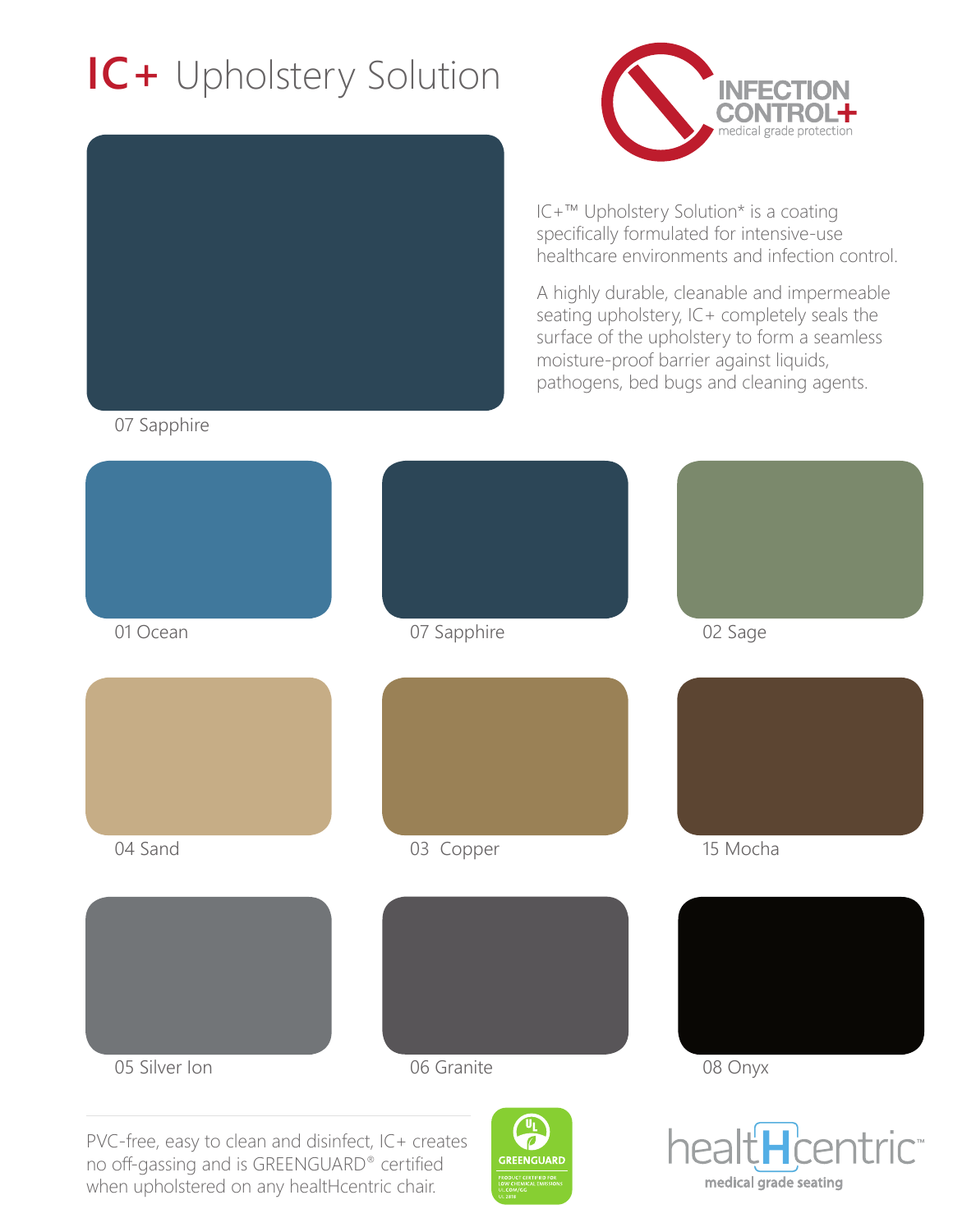# IC+ Upholstery Solution

INFECTION CONTROL+
medical grade protection

IC+™ Upholstery Solution* is a coating specifically formulated for intensive-use healthcare environments and infection control.

A highly durable, cleanable and impermeable seating upholstery, IC+ completely seals the surface of the upholstery to form a seamless moisture-proof barrier against liquids, pathogens, bed bugs and cleaning agents.

07 Sapphire

01 Ocean

07 Sapphire

02 Sage

04 Sand

03 Copper

15 Mocha

05 Silver Ion

06 Granite

08 Onyx

PVC-free, easy to clean and disinfect, IC+ creates no off-gassing and is GREENGUARD® certified when upholstered on any healtHcentric chair.

GREENGUARD
PRODUCT CERTIFIED FOR LOW CHEMICAL EMISSIONS
UL.COM/GG
UL 2818

healtHcentric™
medical grade seating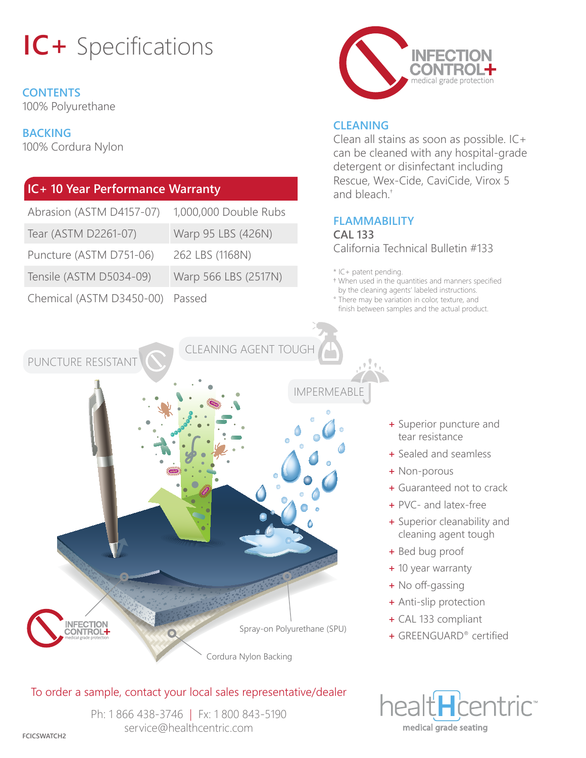# IC+ Specifications

**CONTENTS**
100% Polyurethane

**BACKING**
100% Cordura Nylon

| IC+ 10 Year Performance Warranty | |
|---|---|
| Abrasion (ASTM D4157-07) | 1,000,000 Double Rubs |
| Tear (ASTM D2261-07) | Warp 95 LBS (426N) |
| Puncture (ASTM D751-06) | 262 LBS (1168N) |
| Tensile (ASTM D5034-09) | Warp 566 LBS (2517N) |
| Chemical (ASTM D3450-00) | Passed |

INFECTION CONTROL+
medical grade protection

**CLEANING**
Clean all stains as soon as possible. IC+ can be cleaned with any hospital-grade detergent or disinfectant including Rescue, Wex-Cide, CaviCide, Virox 5 and bleach.†

**FLAMMABILITY**
**CAL 133**
California Technical Bulletin #133

\* IC+ patent pending.
† When used in the quantities and manners specified by the cleaning agents' labeled instructions.
° There may be variation in color, texture, and finish between samples and the actual product.

PUNCTURE RESISTANT

CLEANING AGENT TOUGH

IMPERMEABLE

Spray-on Polyurethane (SPU)

Cordura Nylon Backing

- + Superior puncture and tear resistance
- + Sealed and seamless
- + Non-porous
- + Guaranteed not to crack
- + PVC- and latex-free
- + Superior cleanability and cleaning agent tough
- + Bed bug proof
- + 10 year warranty
- + No off-gassing
- + Anti-slip protection
- + CAL 133 compliant
- + GREENGUARD® certified

To order a sample, contact your local sales representative/dealer

Ph: 1 866 438-3746 | Fx: 1 800 843-5190
service@healthcentric.com

healthcentric™
medical grade seating

FCICSWATCH2